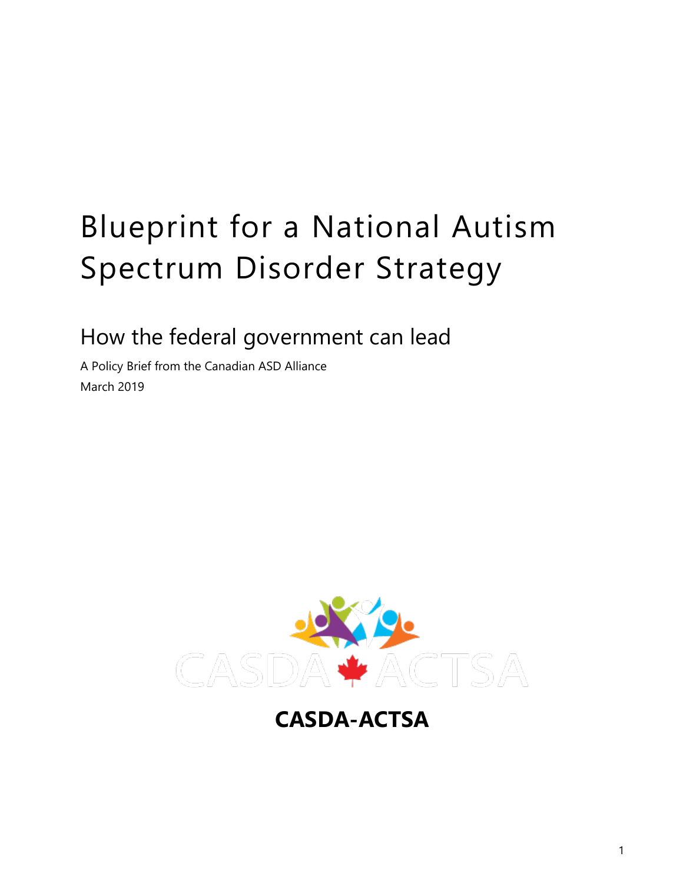# Blueprint for a National Autism Spectrum Disorder Strategy

## How the federal government can lead

A Policy Brief from the Canadian ASD Alliance

March 2019

CASDA-ACTSA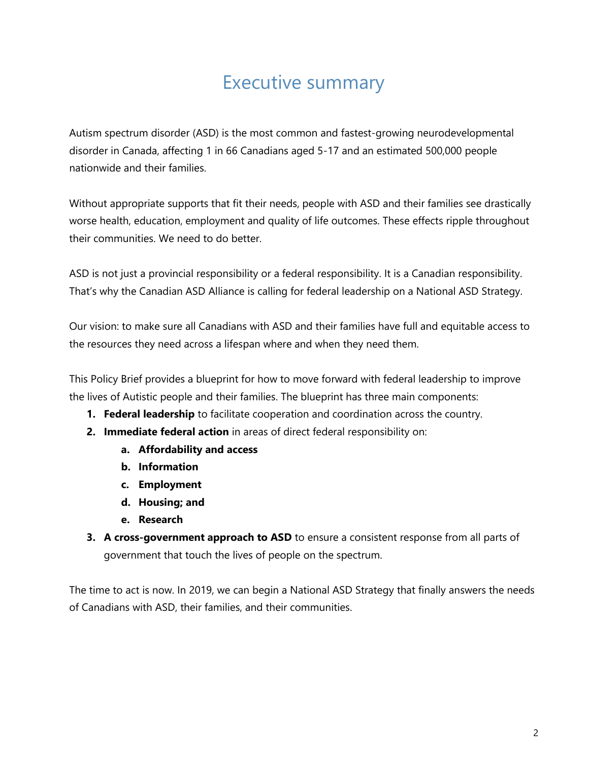# Executive summary

Autism spectrum disorder (ASD) is the most common and fastest-growing neurodevelopmental disorder in Canada, affecting 1 in 66 Canadians aged 5-17 and an estimated 500,000 people nationwide and their families.

Without appropriate supports that fit their needs, people with ASD and their families see drastically worse health, education, employment and quality of life outcomes. These effects ripple throughout their communities. We need to do better.

ASD is not just a provincial responsibility or a federal responsibility. It is a Canadian responsibility. That's why the Canadian ASD Alliance is calling for federal leadership on a National ASD Strategy.

Our vision: to make sure all Canadians with ASD and their families have full and equitable access to the resources they need across a lifespan where and when they need them.

This Policy Brief provides a blueprint for how to move forward with federal leadership to improve the lives of Autistic people and their families. The blueprint has three main components:

1. **Federal leadership** to facilitate cooperation and coordination across the country.
2. **Immediate federal action** in areas of direct federal responsibility on:
   a. **Affordability and access**
   b. **Information**
   c. **Employment**
   d. **Housing; and**
   e. **Research**
3. **A cross-government approach to ASD** to ensure a consistent response from all parts of government that touch the lives of people on the spectrum.

The time to act is now. In 2019, we can begin a National ASD Strategy that finally answers the needs of Canadians with ASD, their families, and their communities.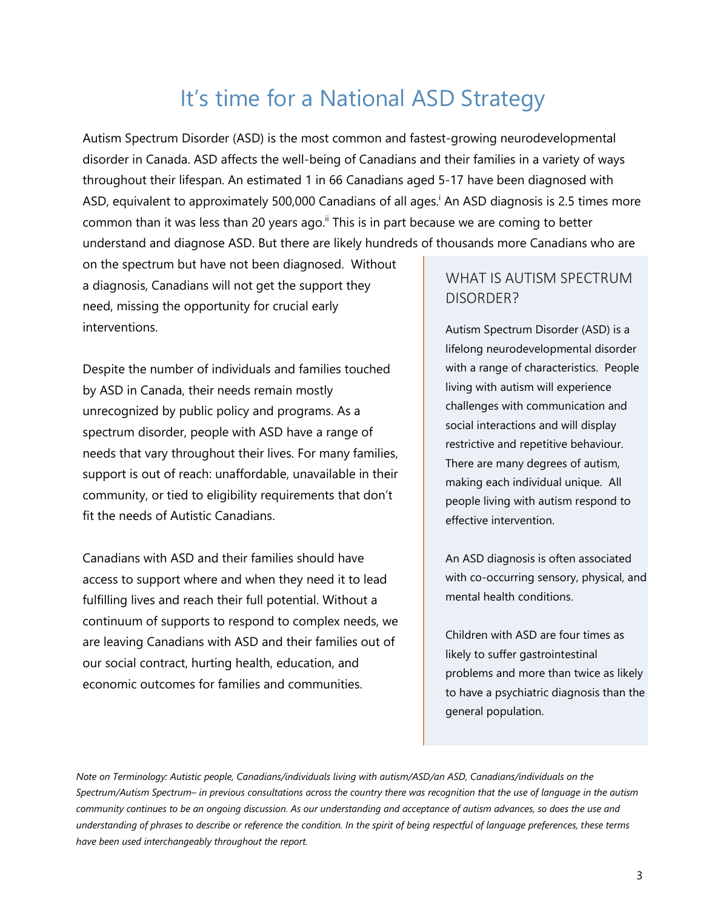# It's time for a National ASD Strategy

Autism Spectrum Disorder (ASD) is the most common and fastest-growing neurodevelopmental disorder in Canada. ASD affects the well-being of Canadians and their families in a variety of ways throughout their lifespan. An estimated 1 in 66 Canadians aged 5-17 have been diagnosed with ASD, equivalent to approximately 500,000 Canadians of all ages.[i] An ASD diagnosis is 2.5 times more common than it was less than 20 years ago.[ii] This is in part because we are coming to better understand and diagnose ASD. But there are likely hundreds of thousands more Canadians who are on the spectrum but have not been diagnosed. Without a diagnosis, Canadians will not get the support they need, missing the opportunity for crucial early interventions.

Despite the number of individuals and families touched by ASD in Canada, their needs remain mostly unrecognized by public policy and programs. As a spectrum disorder, people with ASD have a range of needs that vary throughout their lives. For many families, support is out of reach: unaffordable, unavailable in their community, or tied to eligibility requirements that don't fit the needs of Autistic Canadians.

Canadians with ASD and their families should have access to support where and when they need it to lead fulfilling lives and reach their full potential. Without a continuum of supports to respond to complex needs, we are leaving Canadians with ASD and their families out of our social contract, hurting health, education, and economic outcomes for families and communities.

## WHAT IS AUTISM SPECTRUM DISORDER?

Autism Spectrum Disorder (ASD) is a lifelong neurodevelopmental disorder with a range of characteristics. People living with autism will experience challenges with communication and social interactions and will display restrictive and repetitive behaviour. There are many degrees of autism, making each individual unique. All people living with autism respond to effective intervention.

An ASD diagnosis is often associated with co-occurring sensory, physical, and mental health conditions.

Children with ASD are four times as likely to suffer gastrointestinal problems and more than twice as likely to have a psychiatric diagnosis than the general population.

*Note on Terminology: Autistic people, Canadians/individuals living with autism/ASD/an ASD, Canadians/individuals on the Spectrum/Autism Spectrum– in previous consultations across the country there was recognition that the use of language in the autism community continues to be an ongoing discussion. As our understanding and acceptance of autism advances, so does the use and understanding of phrases to describe or reference the condition. In the spirit of being respectful of language preferences, these terms have been used interchangeably throughout the report.*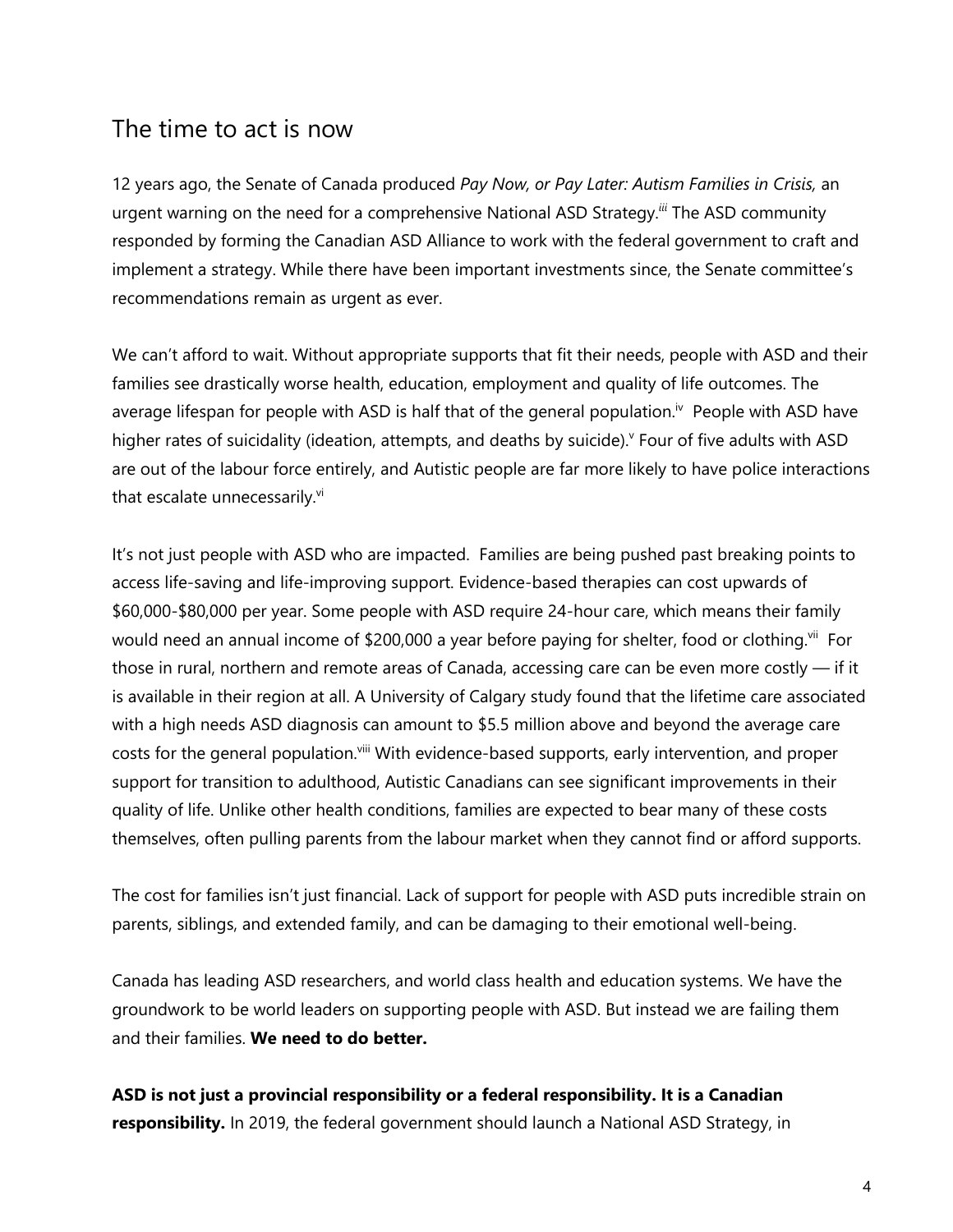## The time to act is now

12 years ago, the Senate of Canada produced *Pay Now, or Pay Later: Autism Families in Crisis,* an urgent warning on the need for a comprehensive National ASD Strategy.[iii] The ASD community responded by forming the Canadian ASD Alliance to work with the federal government to craft and implement a strategy. While there have been important investments since, the Senate committee's recommendations remain as urgent as ever.

We can't afford to wait. Without appropriate supports that fit their needs, people with ASD and their families see drastically worse health, education, employment and quality of life outcomes. The average lifespan for people with ASD is half that of the general population.[iv] People with ASD have higher rates of suicidality (ideation, attempts, and deaths by suicide).[v] Four of five adults with ASD are out of the labour force entirely, and Autistic people are far more likely to have police interactions that escalate unnecessarily.[vi]

It's not just people with ASD who are impacted. Families are being pushed past breaking points to access life-saving and life-improving support. Evidence-based therapies can cost upwards of $60,000-$80,000 per year. Some people with ASD require 24-hour care, which means their family would need an annual income of $200,000 a year before paying for shelter, food or clothing.[vii] For those in rural, northern and remote areas of Canada, accessing care can be even more costly — if it is available in their region at all. A University of Calgary study found that the lifetime care associated with a high needs ASD diagnosis can amount to $5.5 million above and beyond the average care costs for the general population.[viii] With evidence-based supports, early intervention, and proper support for transition to adulthood, Autistic Canadians can see significant improvements in their quality of life. Unlike other health conditions, families are expected to bear many of these costs themselves, often pulling parents from the labour market when they cannot find or afford supports.

The cost for families isn't just financial. Lack of support for people with ASD puts incredible strain on parents, siblings, and extended family, and can be damaging to their emotional well-being.

Canada has leading ASD researchers, and world class health and education systems. We have the groundwork to be world leaders on supporting people with ASD. But instead we are failing them and their families. **We need to do better.**

**ASD is not just a provincial responsibility or a federal responsibility. It is a Canadian responsibility.** In 2019, the federal government should launch a National ASD Strategy, in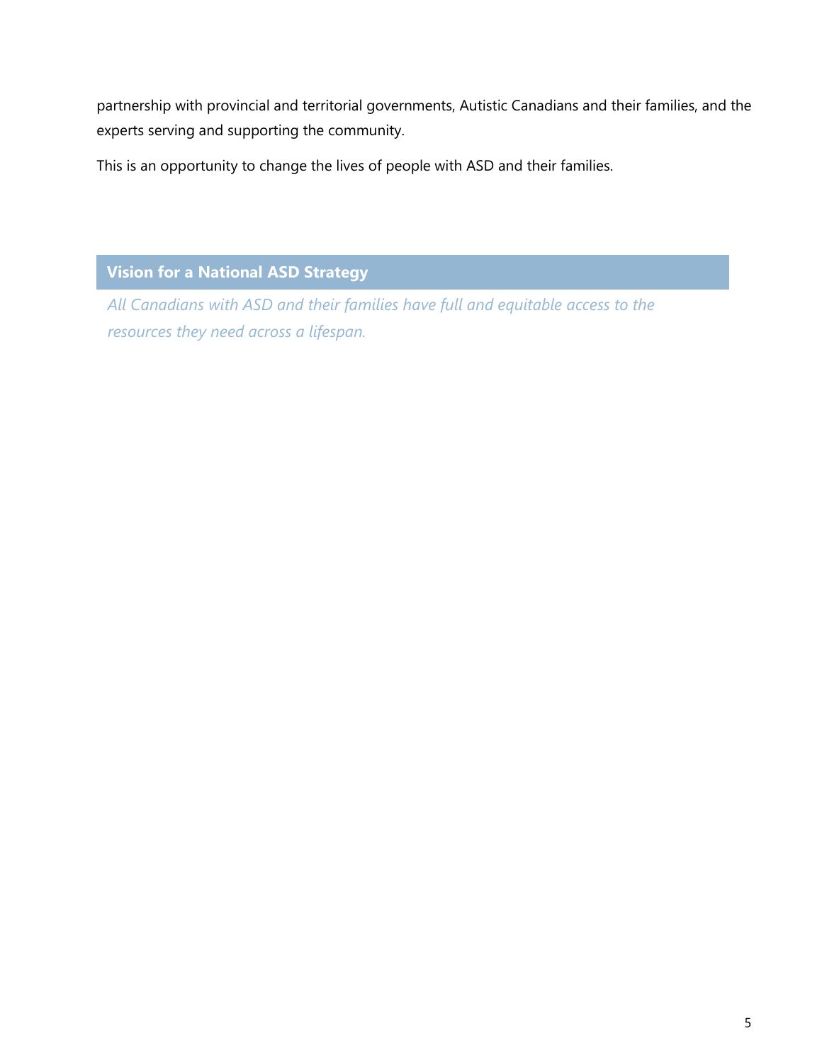partnership with provincial and territorial governments, Autistic Canadians and their families, and the experts serving and supporting the community.

This is an opportunity to change the lives of people with ASD and their families.

## Vision for a National ASD Strategy

*All Canadians with ASD and their families have full and equitable access to the resources they need across a lifespan.*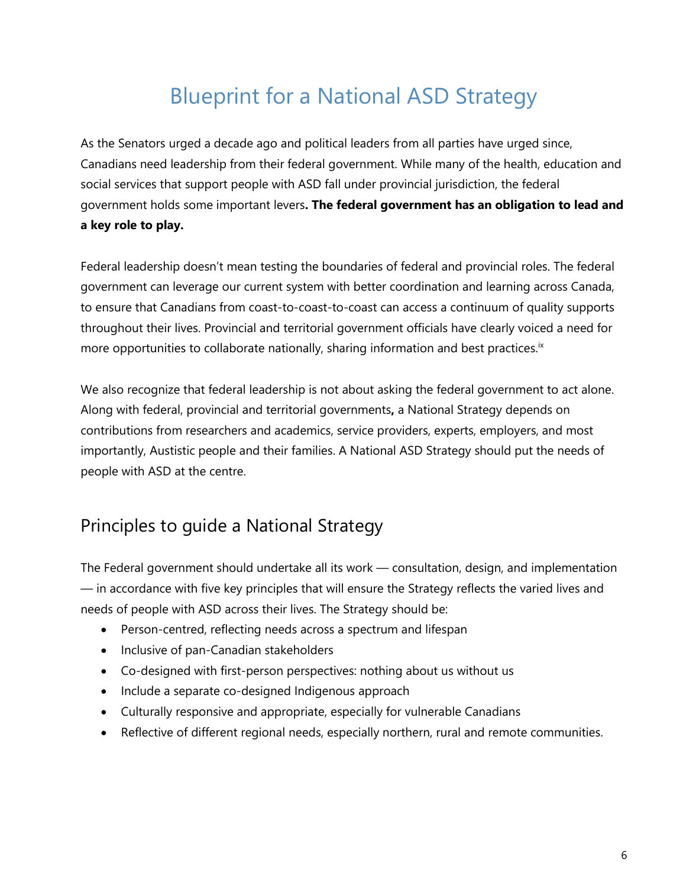# Blueprint for a National ASD Strategy

As the Senators urged a decade ago and political leaders from all parties have urged since, Canadians need leadership from their federal government. While many of the health, education and social services that support people with ASD fall under provincial jurisdiction, the federal government holds some important levers**. The federal government has an obligation to lead and a key role to play.**

Federal leadership doesn't mean testing the boundaries of federal and provincial roles. The federal government can leverage our current system with better coordination and learning across Canada, to ensure that Canadians from coast-to-coast-to-coast can access a continuum of quality supports throughout their lives. Provincial and territorial government officials have clearly voiced a need for more opportunities to collaborate nationally, sharing information and best practices.[ix]

We also recognize that federal leadership is not about asking the federal government to act alone. Along with federal, provincial and territorial governments**,** a National Strategy depends on contributions from researchers and academics, service providers, experts, employers, and most importantly, Austistic people and their families. A National ASD Strategy should put the needs of people with ASD at the centre.

## Principles to guide a National Strategy

The Federal government should undertake all its work — consultation, design, and implementation — in accordance with five key principles that will ensure the Strategy reflects the varied lives and needs of people with ASD across their lives. The Strategy should be:

- Person-centred, reflecting needs across a spectrum and lifespan
- Inclusive of pan-Canadian stakeholders
- Co-designed with first-person perspectives: nothing about us without us
- Include a separate co-designed Indigenous approach
- Culturally responsive and appropriate, especially for vulnerable Canadians
- Reflective of different regional needs, especially northern, rural and remote communities.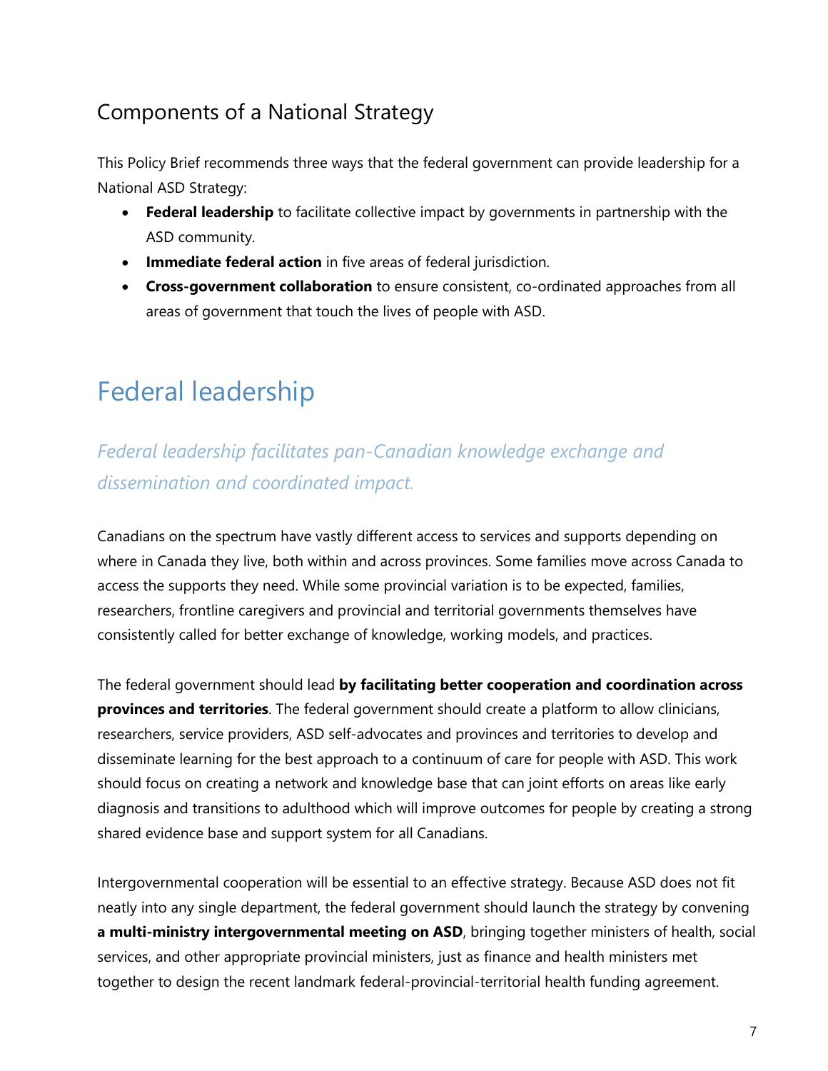## Components of a National Strategy

This Policy Brief recommends three ways that the federal government can provide leadership for a National ASD Strategy:

- **Federal leadership** to facilitate collective impact by governments in partnership with the ASD community.
- **Immediate federal action** in five areas of federal jurisdiction.
- **Cross-government collaboration** to ensure consistent, co-ordinated approaches from all areas of government that touch the lives of people with ASD.

# Federal leadership

### *Federal leadership facilitates pan-Canadian knowledge exchange and dissemination and coordinated impact.*

Canadians on the spectrum have vastly different access to services and supports depending on where in Canada they live, both within and across provinces. Some families move across Canada to access the supports they need. While some provincial variation is to be expected, families, researchers, frontline caregivers and provincial and territorial governments themselves have consistently called for better exchange of knowledge, working models, and practices.

The federal government should lead **by facilitating better cooperation and coordination across provinces and territories**. The federal government should create a platform to allow clinicians, researchers, service providers, ASD self-advocates and provinces and territories to develop and disseminate learning for the best approach to a continuum of care for people with ASD. This work should focus on creating a network and knowledge base that can joint efforts on areas like early diagnosis and transitions to adulthood which will improve outcomes for people by creating a strong shared evidence base and support system for all Canadians.

Intergovernmental cooperation will be essential to an effective strategy. Because ASD does not fit neatly into any single department, the federal government should launch the strategy by convening **a multi-ministry intergovernmental meeting on ASD**, bringing together ministers of health, social services, and other appropriate provincial ministers, just as finance and health ministers met together to design the recent landmark federal-provincial-territorial health funding agreement.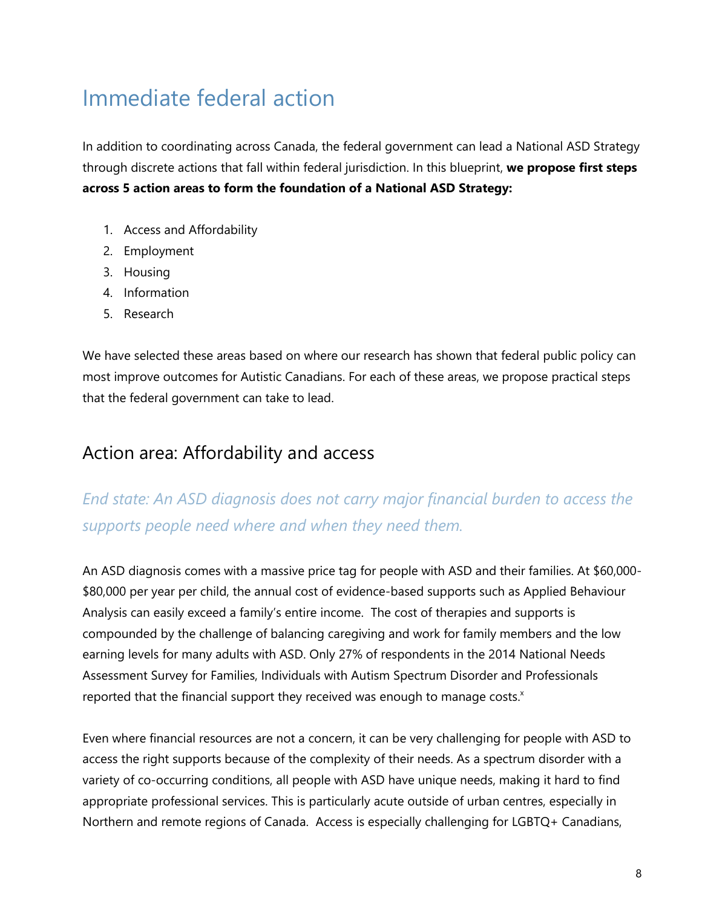# Immediate federal action

In addition to coordinating across Canada, the federal government can lead a National ASD Strategy through discrete actions that fall within federal jurisdiction. In this blueprint, **we propose first steps across 5 action areas to form the foundation of a National ASD Strategy:**

1. Access and Affordability
2. Employment
3. Housing
4. Information
5. Research

We have selected these areas based on where our research has shown that federal public policy can most improve outcomes for Autistic Canadians. For each of these areas, we propose practical steps that the federal government can take to lead.

## Action area: Affordability and access

### *End state: An ASD diagnosis does not carry major financial burden to access the supports people need where and when they need them.*

An ASD diagnosis comes with a massive price tag for people with ASD and their families. At $60,000-$80,000 per year per child, the annual cost of evidence-based supports such as Applied Behaviour Analysis can easily exceed a family's entire income. The cost of therapies and supports is compounded by the challenge of balancing caregiving and work for family members and the low earning levels for many adults with ASD. Only 27% of respondents in the 2014 National Needs Assessment Survey for Families, Individuals with Autism Spectrum Disorder and Professionals reported that the financial support they received was enough to manage costs.[x]

Even where financial resources are not a concern, it can be very challenging for people with ASD to access the right supports because of the complexity of their needs. As a spectrum disorder with a variety of co-occurring conditions, all people with ASD have unique needs, making it hard to find appropriate professional services. This is particularly acute outside of urban centres, especially in Northern and remote regions of Canada. Access is especially challenging for LGBTQ+ Canadians,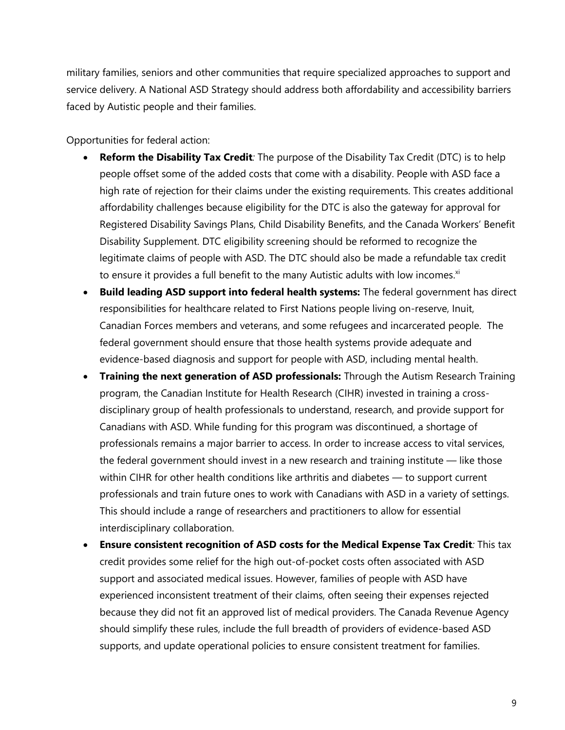military families, seniors and other communities that require specialized approaches to support and service delivery. A National ASD Strategy should address both affordability and accessibility barriers faced by Autistic people and their families.

Opportunities for federal action:

- **Reform the Disability Tax Credit***:* The purpose of the Disability Tax Credit (DTC) is to help people offset some of the added costs that come with a disability. People with ASD face a high rate of rejection for their claims under the existing requirements. This creates additional affordability challenges because eligibility for the DTC is also the gateway for approval for Registered Disability Savings Plans, Child Disability Benefits, and the Canada Workers' Benefit Disability Supplement. DTC eligibility screening should be reformed to recognize the legitimate claims of people with ASD. The DTC should also be made a refundable tax credit to ensure it provides a full benefit to the many Autistic adults with low incomes.[xi]
- **Build leading ASD support into federal health systems:** The federal government has direct responsibilities for healthcare related to First Nations people living on-reserve, Inuit, Canadian Forces members and veterans, and some refugees and incarcerated people. The federal government should ensure that those health systems provide adequate and evidence-based diagnosis and support for people with ASD, including mental health.
- **Training the next generation of ASD professionals:** Through the Autism Research Training program, the Canadian Institute for Health Research (CIHR) invested in training a cross-disciplinary group of health professionals to understand, research, and provide support for Canadians with ASD. While funding for this program was discontinued, a shortage of professionals remains a major barrier to access. In order to increase access to vital services, the federal government should invest in a new research and training institute — like those within CIHR for other health conditions like arthritis and diabetes — to support current professionals and train future ones to work with Canadians with ASD in a variety of settings. This should include a range of researchers and practitioners to allow for essential interdisciplinary collaboration.
- **Ensure consistent recognition of ASD costs for the Medical Expense Tax Credit***:* This tax credit provides some relief for the high out-of-pocket costs often associated with ASD support and associated medical issues. However, families of people with ASD have experienced inconsistent treatment of their claims, often seeing their expenses rejected because they did not fit an approved list of medical providers. The Canada Revenue Agency should simplify these rules, include the full breadth of providers of evidence-based ASD supports, and update operational policies to ensure consistent treatment for families.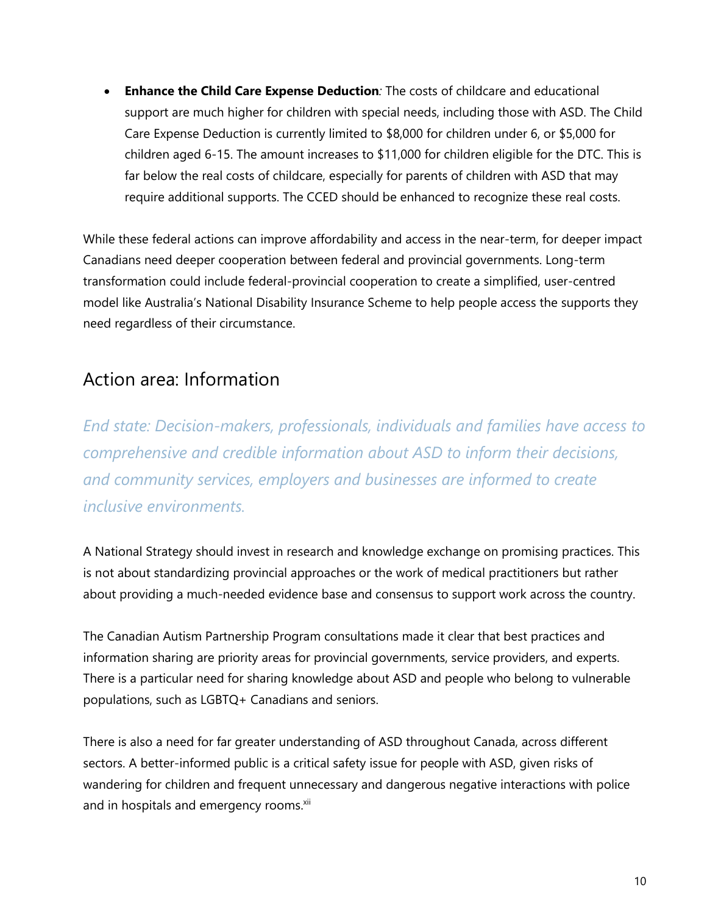- **Enhance the Child Care Expense Deduction***:* The costs of childcare and educational support are much higher for children with special needs, including those with ASD. The Child Care Expense Deduction is currently limited to $8,000 for children under 6, or $5,000 for children aged 6-15. The amount increases to $11,000 for children eligible for the DTC. This is far below the real costs of childcare, especially for parents of children with ASD that may require additional supports. The CCED should be enhanced to recognize these real costs.

While these federal actions can improve affordability and access in the near-term, for deeper impact Canadians need deeper cooperation between federal and provincial governments. Long-term transformation could include federal-provincial cooperation to create a simplified, user-centred model like Australia's National Disability Insurance Scheme to help people access the supports they need regardless of their circumstance.

## Action area: Information

*End state: Decision-makers, professionals, individuals and families have access to comprehensive and credible information about ASD to inform their decisions, and community services, employers and businesses are informed to create inclusive environments.*

A National Strategy should invest in research and knowledge exchange on promising practices. This is not about standardizing provincial approaches or the work of medical practitioners but rather about providing a much-needed evidence base and consensus to support work across the country.

The Canadian Autism Partnership Program consultations made it clear that best practices and information sharing are priority areas for provincial governments, service providers, and experts. There is a particular need for sharing knowledge about ASD and people who belong to vulnerable populations, such as LGBTQ+ Canadians and seniors.

There is also a need for far greater understanding of ASD throughout Canada, across different sectors. A better-informed public is a critical safety issue for people with ASD, given risks of wandering for children and frequent unnecessary and dangerous negative interactions with police and in hospitals and emergency rooms.[xii]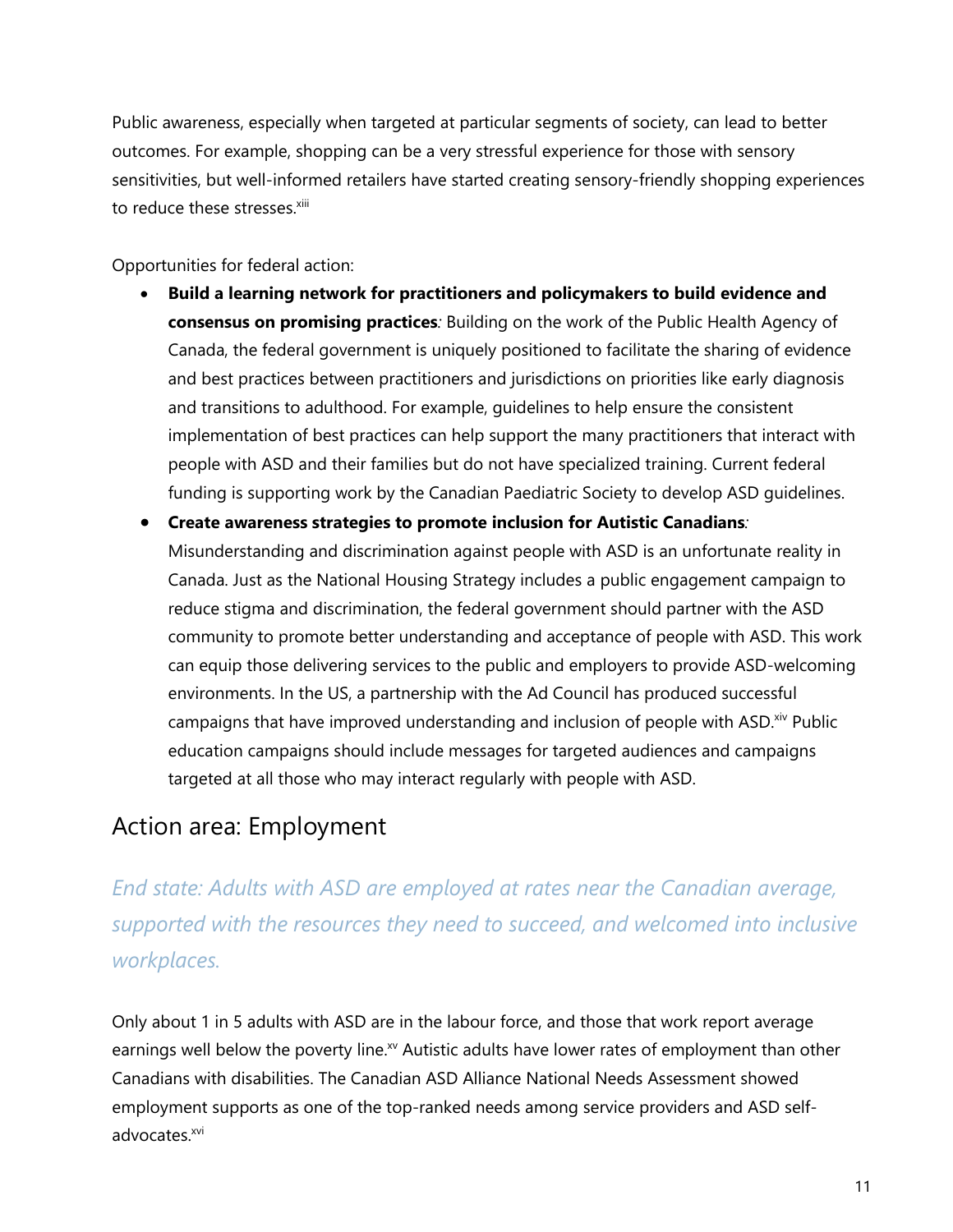Public awareness, especially when targeted at particular segments of society, can lead to better outcomes. For example, shopping can be a very stressful experience for those with sensory sensitivities, but well-informed retailers have started creating sensory-friendly shopping experiences to reduce these stresses.[xiii]

Opportunities for federal action:

- **Build a learning network for practitioners and policymakers to build evidence and consensus on promising practices***:* Building on the work of the Public Health Agency of Canada, the federal government is uniquely positioned to facilitate the sharing of evidence and best practices between practitioners and jurisdictions on priorities like early diagnosis and transitions to adulthood. For example, guidelines to help ensure the consistent implementation of best practices can help support the many practitioners that interact with people with ASD and their families but do not have specialized training. Current federal funding is supporting work by the Canadian Paediatric Society to develop ASD guidelines.
- **Create awareness strategies to promote inclusion for Autistic Canadians***:* Misunderstanding and discrimination against people with ASD is an unfortunate reality in Canada. Just as the National Housing Strategy includes a public engagement campaign to reduce stigma and discrimination, the federal government should partner with the ASD community to promote better understanding and acceptance of people with ASD. This work can equip those delivering services to the public and employers to provide ASD-welcoming environments. In the US, a partnership with the Ad Council has produced successful campaigns that have improved understanding and inclusion of people with ASD.[xiv] Public education campaigns should include messages for targeted audiences and campaigns targeted at all those who may interact regularly with people with ASD.

## Action area: Employment

*End state: Adults with ASD are employed at rates near the Canadian average, supported with the resources they need to succeed, and welcomed into inclusive workplaces.*

Only about 1 in 5 adults with ASD are in the labour force, and those that work report average earnings well below the poverty line.[xv] Autistic adults have lower rates of employment than other Canadians with disabilities. The Canadian ASD Alliance National Needs Assessment showed employment supports as one of the top-ranked needs among service providers and ASD self-advocates.[xvi]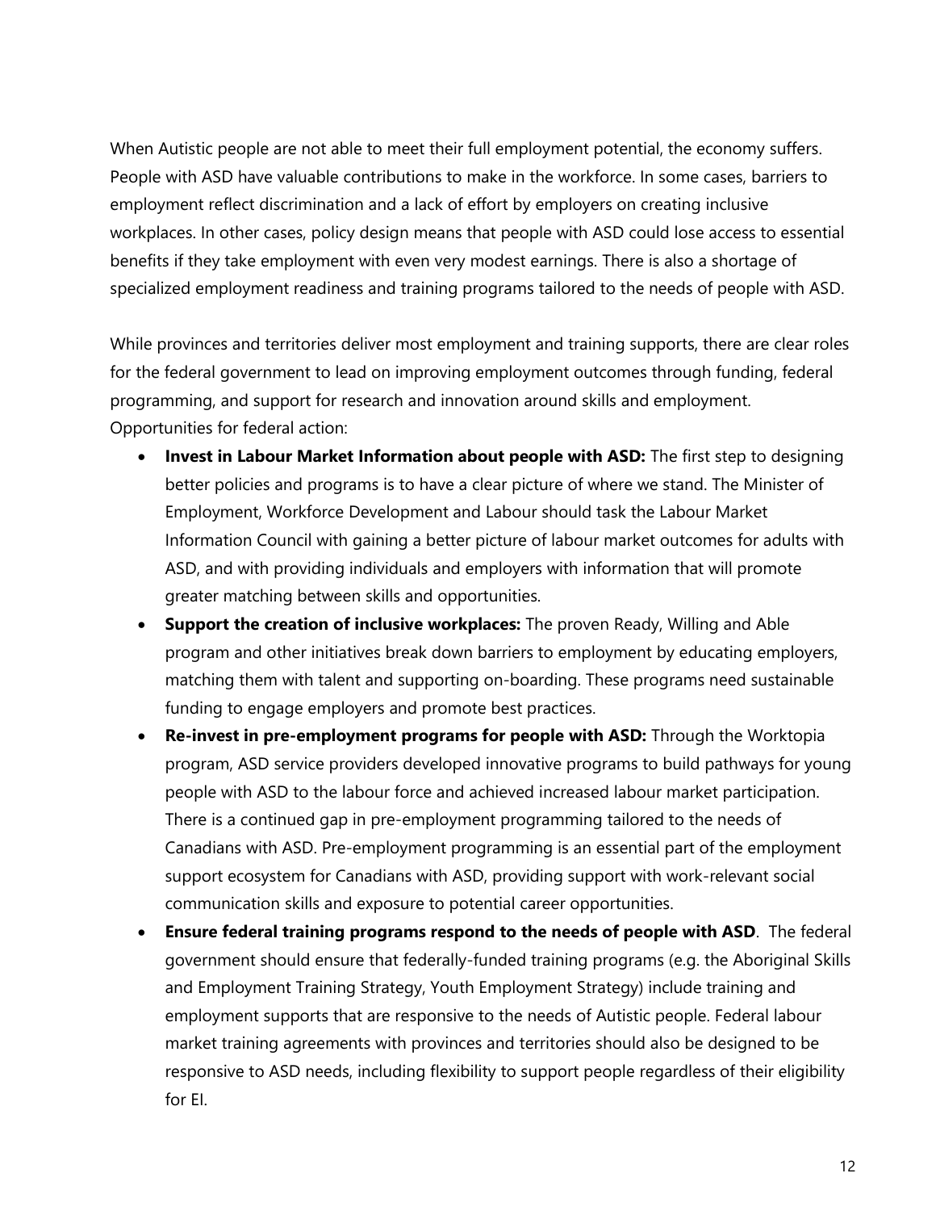When Autistic people are not able to meet their full employment potential, the economy suffers. People with ASD have valuable contributions to make in the workforce. In some cases, barriers to employment reflect discrimination and a lack of effort by employers on creating inclusive workplaces. In other cases, policy design means that people with ASD could lose access to essential benefits if they take employment with even very modest earnings. There is also a shortage of specialized employment readiness and training programs tailored to the needs of people with ASD.

While provinces and territories deliver most employment and training supports, there are clear roles for the federal government to lead on improving employment outcomes through funding, federal programming, and support for research and innovation around skills and employment. Opportunities for federal action:

- **Invest in Labour Market Information about people with ASD:** The first step to designing better policies and programs is to have a clear picture of where we stand. The Minister of Employment, Workforce Development and Labour should task the Labour Market Information Council with gaining a better picture of labour market outcomes for adults with ASD, and with providing individuals and employers with information that will promote greater matching between skills and opportunities.
- **Support the creation of inclusive workplaces:** The proven Ready, Willing and Able program and other initiatives break down barriers to employment by educating employers, matching them with talent and supporting on-boarding. These programs need sustainable funding to engage employers and promote best practices.
- **Re-invest in pre-employment programs for people with ASD:** Through the Worktopia program, ASD service providers developed innovative programs to build pathways for young people with ASD to the labour force and achieved increased labour market participation. There is a continued gap in pre-employment programming tailored to the needs of Canadians with ASD. Pre-employment programming is an essential part of the employment support ecosystem for Canadians with ASD, providing support with work-relevant social communication skills and exposure to potential career opportunities.
- **Ensure federal training programs respond to the needs of people with ASD**. The federal government should ensure that federally-funded training programs (e.g. the Aboriginal Skills and Employment Training Strategy, Youth Employment Strategy) include training and employment supports that are responsive to the needs of Autistic people. Federal labour market training agreements with provinces and territories should also be designed to be responsive to ASD needs, including flexibility to support people regardless of their eligibility for EI.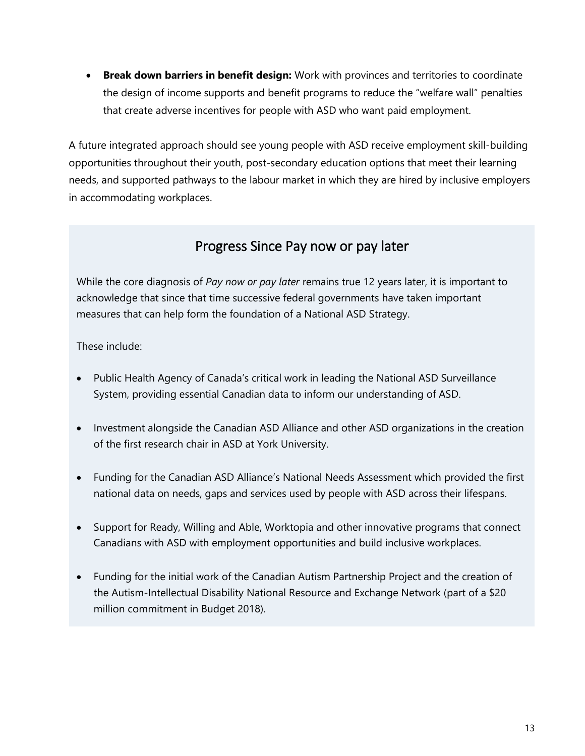- **Break down barriers in benefit design:** Work with provinces and territories to coordinate the design of income supports and benefit programs to reduce the "welfare wall" penalties that create adverse incentives for people with ASD who want paid employment.

A future integrated approach should see young people with ASD receive employment skill-building opportunities throughout their youth, post-secondary education options that meet their learning needs, and supported pathways to the labour market in which they are hired by inclusive employers in accommodating workplaces.

## Progress Since Pay now or pay later

While the core diagnosis of *Pay now or pay later* remains true 12 years later, it is important to acknowledge that since that time successive federal governments have taken important measures that can help form the foundation of a National ASD Strategy.

These include:

- Public Health Agency of Canada's critical work in leading the National ASD Surveillance System, providing essential Canadian data to inform our understanding of ASD.
- Investment alongside the Canadian ASD Alliance and other ASD organizations in the creation of the first research chair in ASD at York University.
- Funding for the Canadian ASD Alliance's National Needs Assessment which provided the first national data on needs, gaps and services used by people with ASD across their lifespans.
- Support for Ready, Willing and Able, Worktopia and other innovative programs that connect Canadians with ASD with employment opportunities and build inclusive workplaces.
- Funding for the initial work of the Canadian Autism Partnership Project and the creation of the Autism-Intellectual Disability National Resource and Exchange Network (part of a $20 million commitment in Budget 2018).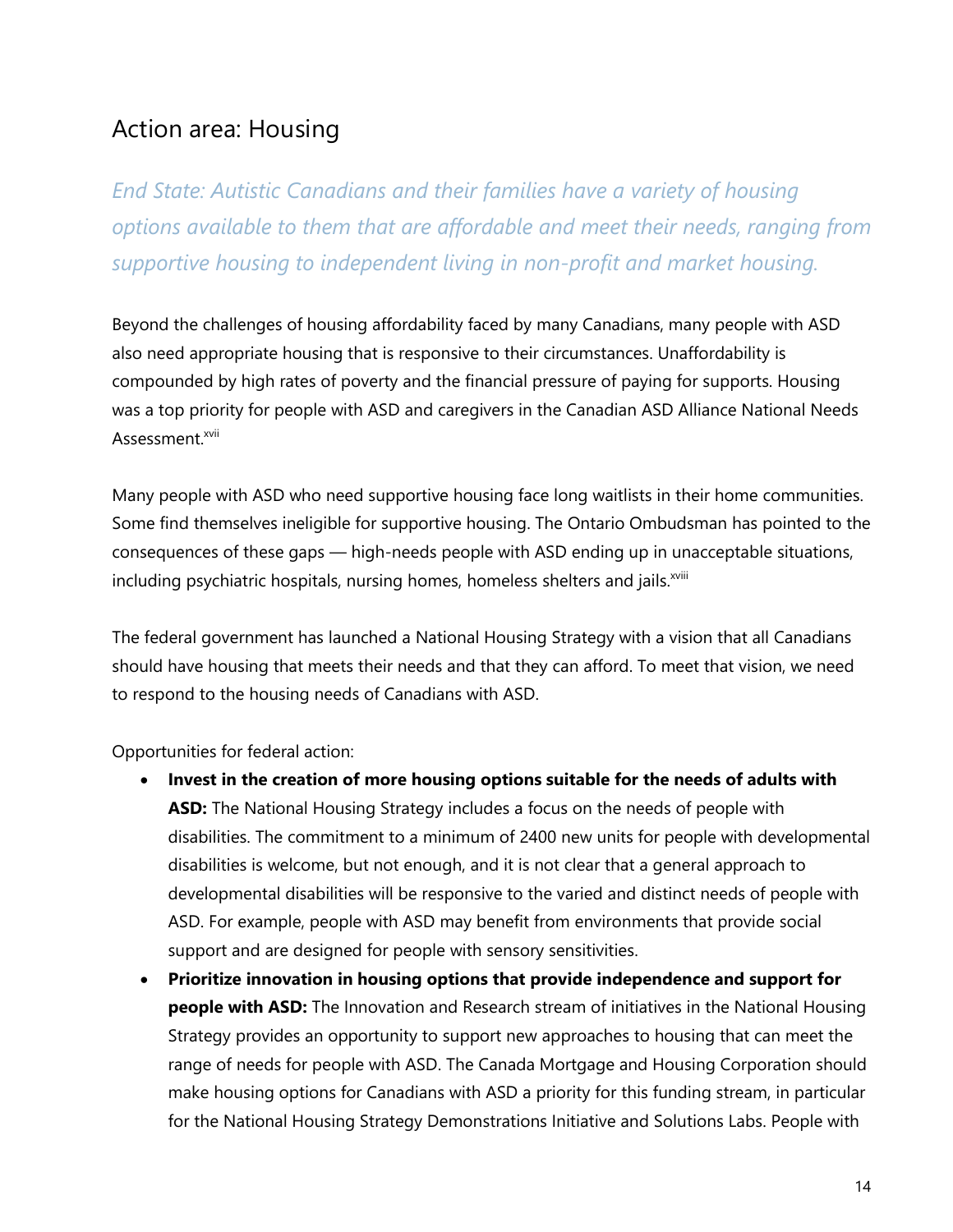## Action area: Housing

*End State: Autistic Canadians and their families have a variety of housing options available to them that are affordable and meet their needs, ranging from supportive housing to independent living in non-profit and market housing.*

Beyond the challenges of housing affordability faced by many Canadians, many people with ASD also need appropriate housing that is responsive to their circumstances. Unaffordability is compounded by high rates of poverty and the financial pressure of paying for supports. Housing was a top priority for people with ASD and caregivers in the Canadian ASD Alliance National Needs Assessment.[xvii]

Many people with ASD who need supportive housing face long waitlists in their home communities. Some find themselves ineligible for supportive housing. The Ontario Ombudsman has pointed to the consequences of these gaps — high-needs people with ASD ending up in unacceptable situations, including psychiatric hospitals, nursing homes, homeless shelters and jails.[xviii]

The federal government has launched a National Housing Strategy with a vision that all Canadians should have housing that meets their needs and that they can afford. To meet that vision, we need to respond to the housing needs of Canadians with ASD.

Opportunities for federal action:

- **Invest in the creation of more housing options suitable for the needs of adults with ASD:** The National Housing Strategy includes a focus on the needs of people with disabilities. The commitment to a minimum of 2400 new units for people with developmental disabilities is welcome, but not enough, and it is not clear that a general approach to developmental disabilities will be responsive to the varied and distinct needs of people with ASD. For example, people with ASD may benefit from environments that provide social support and are designed for people with sensory sensitivities.
- **Prioritize innovation in housing options that provide independence and support for people with ASD:** The Innovation and Research stream of initiatives in the National Housing Strategy provides an opportunity to support new approaches to housing that can meet the range of needs for people with ASD. The Canada Mortgage and Housing Corporation should make housing options for Canadians with ASD a priority for this funding stream, in particular for the National Housing Strategy Demonstrations Initiative and Solutions Labs. People with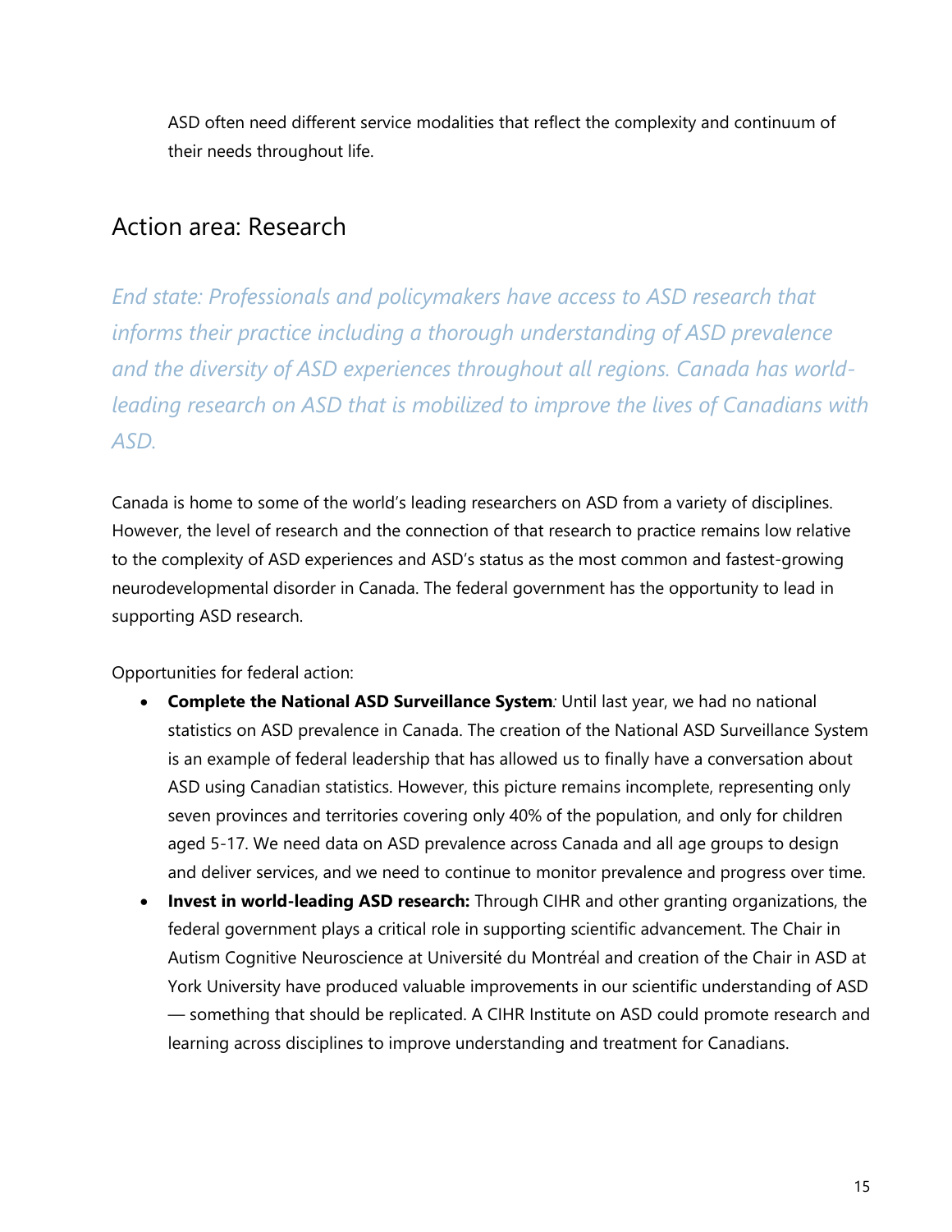ASD often need different service modalities that reflect the complexity and continuum of their needs throughout life.

## Action area: Research

*End state: Professionals and policymakers have access to ASD research that informs their practice including a thorough understanding of ASD prevalence and the diversity of ASD experiences throughout all regions. Canada has world-leading research on ASD that is mobilized to improve the lives of Canadians with ASD.*

Canada is home to some of the world's leading researchers on ASD from a variety of disciplines. However, the level of research and the connection of that research to practice remains low relative to the complexity of ASD experiences and ASD's status as the most common and fastest-growing neurodevelopmental disorder in Canada. The federal government has the opportunity to lead in supporting ASD research.

Opportunities for federal action:

- **Complete the National ASD Surveillance System***:* Until last year, we had no national statistics on ASD prevalence in Canada. The creation of the National ASD Surveillance System is an example of federal leadership that has allowed us to finally have a conversation about ASD using Canadian statistics. However, this picture remains incomplete, representing only seven provinces and territories covering only 40% of the population, and only for children aged 5-17. We need data on ASD prevalence across Canada and all age groups to design and deliver services, and we need to continue to monitor prevalence and progress over time.
- **Invest in world-leading ASD research:** Through CIHR and other granting organizations, the federal government plays a critical role in supporting scientific advancement. The Chair in Autism Cognitive Neuroscience at Université du Montréal and creation of the Chair in ASD at York University have produced valuable improvements in our scientific understanding of ASD — something that should be replicated. A CIHR Institute on ASD could promote research and learning across disciplines to improve understanding and treatment for Canadians.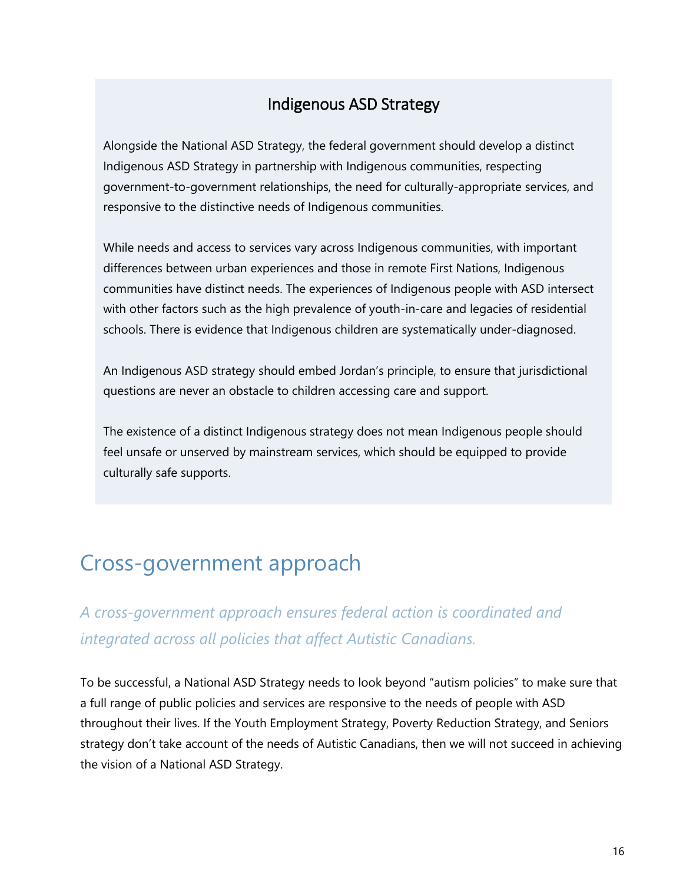### Indigenous ASD Strategy

Alongside the National ASD Strategy, the federal government should develop a distinct Indigenous ASD Strategy in partnership with Indigenous communities, respecting government-to-government relationships, the need for culturally-appropriate services, and responsive to the distinctive needs of Indigenous communities.

While needs and access to services vary across Indigenous communities, with important differences between urban experiences and those in remote First Nations, Indigenous communities have distinct needs. The experiences of Indigenous people with ASD intersect with other factors such as the high prevalence of youth-in-care and legacies of residential schools. There is evidence that Indigenous children are systematically under-diagnosed.

An Indigenous ASD strategy should embed Jordan's principle, to ensure that jurisdictional questions are never an obstacle to children accessing care and support.

The existence of a distinct Indigenous strategy does not mean Indigenous people should feel unsafe or unserved by mainstream services, which should be equipped to provide culturally safe supports.

## Cross-government approach

*A cross-government approach ensures federal action is coordinated and integrated across all policies that affect Autistic Canadians.*

To be successful, a National ASD Strategy needs to look beyond "autism policies" to make sure that a full range of public policies and services are responsive to the needs of people with ASD throughout their lives. If the Youth Employment Strategy, Poverty Reduction Strategy, and Seniors strategy don't take account of the needs of Autistic Canadians, then we will not succeed in achieving the vision of a National ASD Strategy.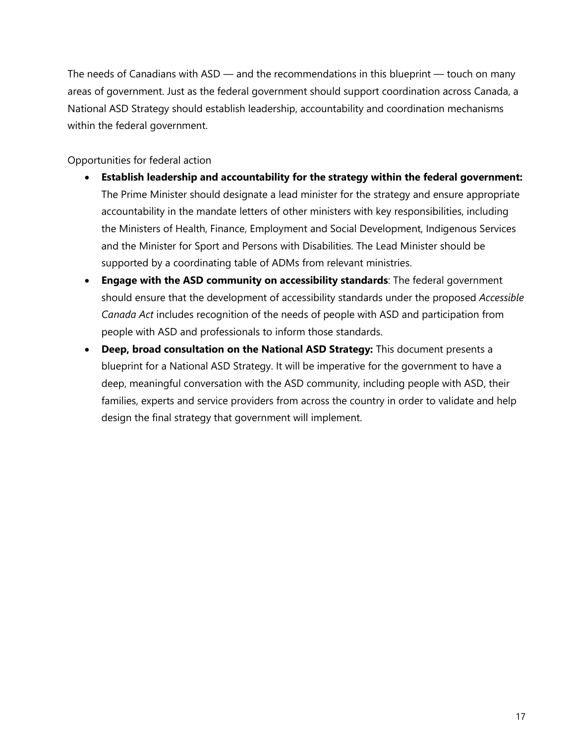The needs of Canadians with ASD — and the recommendations in this blueprint — touch on many areas of government. Just as the federal government should support coordination across Canada, a National ASD Strategy should establish leadership, accountability and coordination mechanisms within the federal government.

Opportunities for federal action

- **Establish leadership and accountability for the strategy within the federal government:** The Prime Minister should designate a lead minister for the strategy and ensure appropriate accountability in the mandate letters of other ministers with key responsibilities, including the Ministers of Health, Finance, Employment and Social Development, Indigenous Services and the Minister for Sport and Persons with Disabilities. The Lead Minister should be supported by a coordinating table of ADMs from relevant ministries.
- **Engage with the ASD community on accessibility standards**: The federal government should ensure that the development of accessibility standards under the proposed *Accessible Canada Act* includes recognition of the needs of people with ASD and participation from people with ASD and professionals to inform those standards.
- **Deep, broad consultation on the National ASD Strategy:** This document presents a blueprint for a National ASD Strategy. It will be imperative for the government to have a deep, meaningful conversation with the ASD community, including people with ASD, their families, experts and service providers from across the country in order to validate and help design the final strategy that government will implement.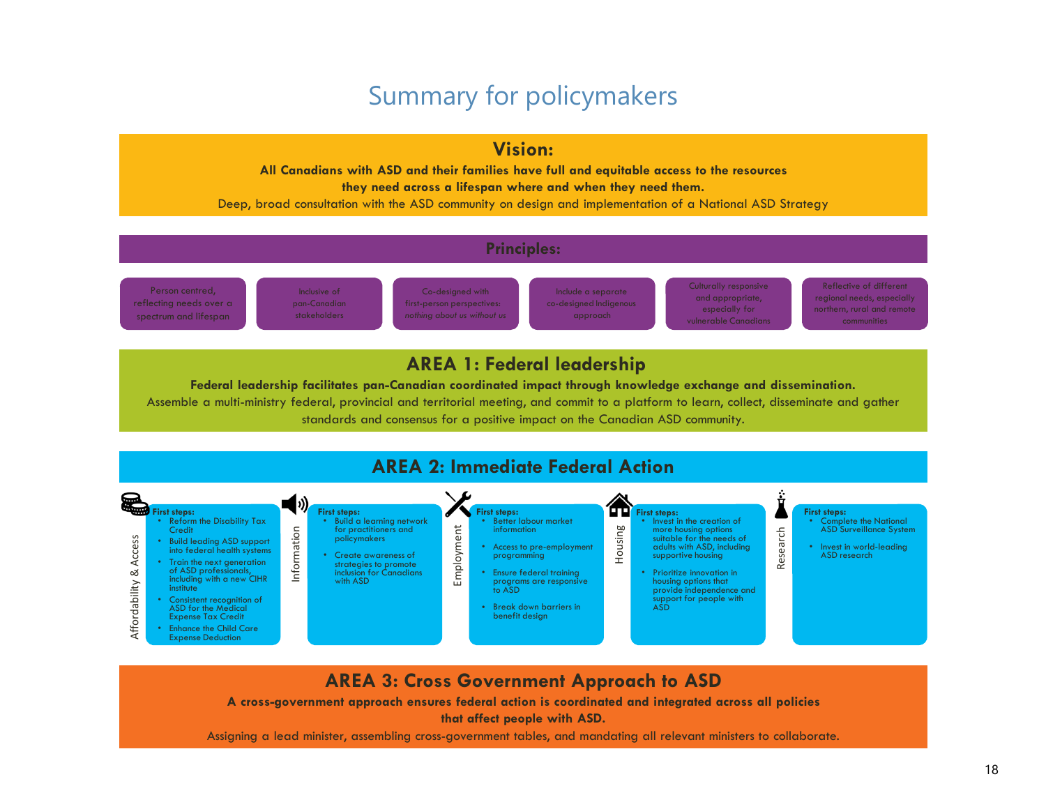# Summary for policymakers

## Vision:

**All Canadians with ASD and their families have full and equitable access to the resources they need across a lifespan where and when they need them.**

Deep, broad consultation with the ASD community on design and implementation of a National ASD Strategy

## Principles:

- Person centred, reflecting needs over a spectrum and lifespan
- Inclusive of pan-Canadian stakeholders
- Co-designed with first-person perspectives: *nothing about us without us*
- Include a separate co-designed Indigenous approach
- Culturally responsive and appropriate, especially for vulnerable Canadians
- Reflective of different regional needs, especially northern, rural and remote communities

## AREA 1: Federal leadership

**Federal leadership facilitates pan-Canadian coordinated impact through knowledge exchange and dissemination.**

Assemble a multi-ministry federal, provincial and territorial meeting, and commit to a platform to learn, collect, disseminate and gather standards and consensus for a positive impact on the Canadian ASD community.

## AREA 2: Immediate Federal Action

### Affordability & Access

**First steps:**
- Reform the Disability Tax Credit
- Build leading ASD support into federal health systems
- Train the next generation of ASD professionals, including with a new CIHR institute
- Consistent recognition of ASD for the Medical Expense Tax Credit
- Enhance the Child Care Expense Deduction

### Information

**First steps:**
- Build a learning network for practitioners and policymakers
- Create awareness of strategies to promote inclusion for Canadians with ASD

### Employment

**First steps:**
- Better labour market information
- Access to pre-employment programming
- Ensure federal training programs are responsive to ASD
- Break down barriers in benefit design

### Housing

**First steps:**
- Invest in the creation of more housing options suitable for the needs of adults with ASD, including supportive housing
- Prioritize innovation in housing options that provide independence and support for people with ASD

### Research

**First steps:**
- Complete the National ASD Surveillance System
- Invest in world-leading ASD research

## AREA 3: Cross Government Approach to ASD

**A cross-government approach ensures federal action is coordinated and integrated across all policies that affect people with ASD.**

Assigning a lead minister, assembling cross-government tables, and mandating all relevant ministers to collaborate.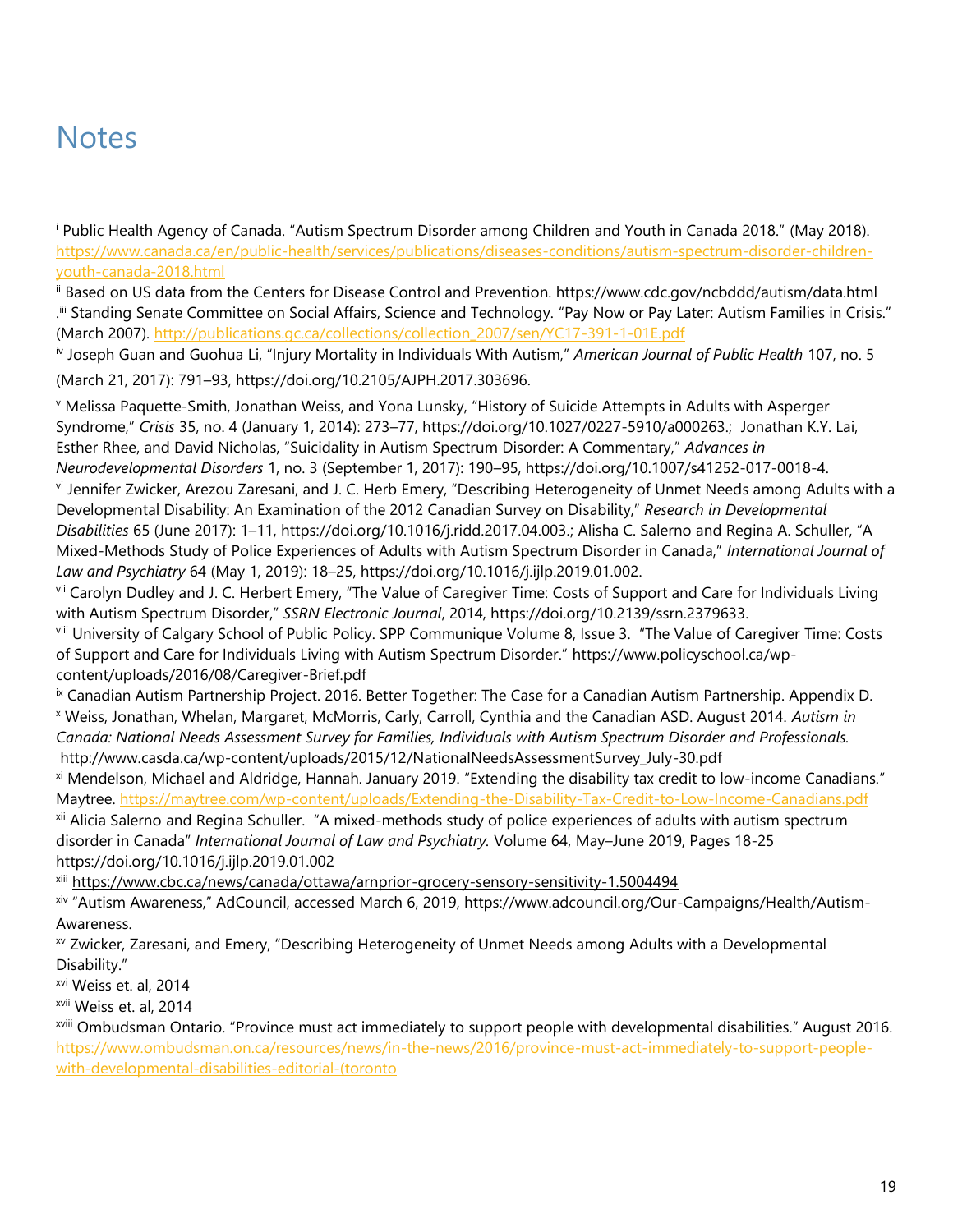# Notes

[i] Public Health Agency of Canada. "Autism Spectrum Disorder among Children and Youth in Canada 2018." (May 2018). https://www.canada.ca/en/public-health/services/publications/diseases-conditions/autism-spectrum-disorder-children-youth-canada-2018.html

[ii] Based on US data from the Centers for Disease Control and Prevention. https://www.cdc.gov/ncbddd/autism/data.html .[iii] Standing Senate Committee on Social Affairs, Science and Technology. "Pay Now or Pay Later: Autism Families in Crisis." (March 2007). http://publications.gc.ca/collections/collection_2007/sen/YC17-391-1-01E.pdf

[iv] Joseph Guan and Guohua Li, "Injury Mortality in Individuals With Autism," *American Journal of Public Health* 107, no. 5 (March 21, 2017): 791–93, https://doi.org/10.2105/AJPH.2017.303696.

[v] Melissa Paquette-Smith, Jonathan Weiss, and Yona Lunsky, "History of Suicide Attempts in Adults with Asperger Syndrome," *Crisis* 35, no. 4 (January 1, 2014): 273–77, https://doi.org/10.1027/0227-5910/a000263.; Jonathan K.Y. Lai, Esther Rhee, and David Nicholas, "Suicidality in Autism Spectrum Disorder: A Commentary," *Advances in Neurodevelopmental Disorders* 1, no. 3 (September 1, 2017): 190–95, https://doi.org/10.1007/s41252-017-0018-4.

[vi] Jennifer Zwicker, Arezou Zaresani, and J. C. Herb Emery, "Describing Heterogeneity of Unmet Needs among Adults with a Developmental Disability: An Examination of the 2012 Canadian Survey on Disability," *Research in Developmental Disabilities* 65 (June 2017): 1–11, https://doi.org/10.1016/j.ridd.2017.04.003.; Alisha C. Salerno and Regina A. Schuller, "A Mixed-Methods Study of Police Experiences of Adults with Autism Spectrum Disorder in Canada," *International Journal of Law and Psychiatry* 64 (May 1, 2019): 18–25, https://doi.org/10.1016/j.ijlp.2019.01.002.

[vii] Carolyn Dudley and J. C. Herbert Emery, "The Value of Caregiver Time: Costs of Support and Care for Individuals Living with Autism Spectrum Disorder," *SSRN Electronic Journal*, 2014, https://doi.org/10.2139/ssrn.2379633.

[viii] University of Calgary School of Public Policy. SPP Communique Volume 8, Issue 3. "The Value of Caregiver Time: Costs of Support and Care for Individuals Living with Autism Spectrum Disorder." https://www.policyschool.ca/wp-content/uploads/2016/08/Caregiver-Brief.pdf

[ix] Canadian Autism Partnership Project. 2016. Better Together: The Case for a Canadian Autism Partnership. Appendix D.

[x] Weiss, Jonathan, Whelan, Margaret, McMorris, Carly, Carroll, Cynthia and the Canadian ASD. August 2014. *Autism in Canada: National Needs Assessment Survey for Families, Individuals with Autism Spectrum Disorder and Professionals.* http://www.casda.ca/wp-content/uploads/2015/12/NationalNeedsAssessmentSurvey_July-30.pdf

[xi] Mendelson, Michael and Aldridge, Hannah. January 2019. "Extending the disability tax credit to low-income Canadians." Maytree. https://maytree.com/wp-content/uploads/Extending-the-Disability-Tax-Credit-to-Low-Income-Canadians.pdf

[xii] Alicia Salerno and Regina Schuller. "A mixed-methods study of police experiences of adults with autism spectrum disorder in Canada" *International Journal of Law and Psychiatry.* Volume 64, May–June 2019, Pages 18-25 https://doi.org/10.1016/j.ijlp.2019.01.002

[xiii] https://www.cbc.ca/news/canada/ottawa/arnprior-grocery-sensory-sensitivity-1.5004494

[xiv] "Autism Awareness," AdCouncil, accessed March 6, 2019, https://www.adcouncil.org/Our-Campaigns/Health/Autism-Awareness.

[xv] Zwicker, Zaresani, and Emery, "Describing Heterogeneity of Unmet Needs among Adults with a Developmental Disability."

[xvi] Weiss et. al, 2014

[xvii] Weiss et. al, 2014

[xviii] Ombudsman Ontario. "Province must act immediately to support people with developmental disabilities." August 2016. https://www.ombudsman.on.ca/resources/news/in-the-news/2016/province-must-act-immediately-to-support-people-with-developmental-disabilities-editorial-(toronto